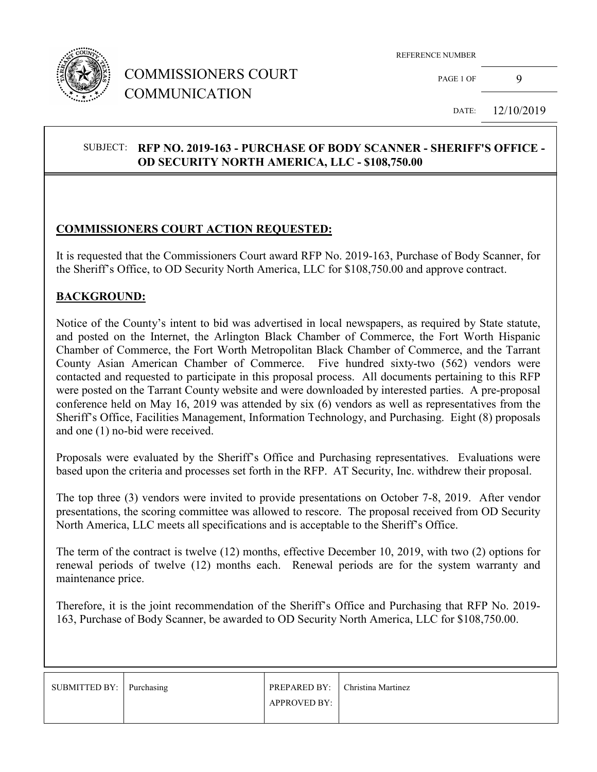# COMMISSIONERS COURT COMMUNICATION

REFERENCE NUMBER

PAGE 1 OF 9

DATE: 12/10/2019

**SUBJECT: RFP NO. 2019-163 - PURCHASE OF BODY SCANNER - SHERIFF'S OFFICE - OD SECURITY NORTH AMERICA, LLC - $108,750.00**

## COMMISSIONERS COURT ACTION REQUESTED:

It is requested that the Commissioners Court award RFP No. 2019-163, Purchase of Body Scanner, for the Sheriff's Office, to OD Security North America, LLC for $108,750.00 and approve contract.

## BACKGROUND:

Notice of the County's intent to bid was advertised in local newspapers, as required by State statute, and posted on the Internet, the Arlington Black Chamber of Commerce, the Fort Worth Hispanic Chamber of Commerce, the Fort Worth Metropolitan Black Chamber of Commerce, and the Tarrant County Asian American Chamber of Commerce. Five hundred sixty-two (562) vendors were contacted and requested to participate in this proposal process. All documents pertaining to this RFP were posted on the Tarrant County website and were downloaded by interested parties. A pre-proposal conference held on May 16, 2019 was attended by six (6) vendors as well as representatives from the Sheriff's Office, Facilities Management, Information Technology, and Purchasing. Eight (8) proposals and one (1) no-bid were received.

Proposals were evaluated by the Sheriff's Office and Purchasing representatives. Evaluations were based upon the criteria and processes set forth in the RFP. AT Security, Inc. withdrew their proposal.

The top three (3) vendors were invited to provide presentations on October 7-8, 2019. After vendor presentations, the scoring committee was allowed to rescore. The proposal received from OD Security North America, LLC meets all specifications and is acceptable to the Sheriff's Office.

The term of the contract is twelve (12) months, effective December 10, 2019, with two (2) options for renewal periods of twelve (12) months each. Renewal periods are for the system warranty and maintenance price.

Therefore, it is the joint recommendation of the Sheriff's Office and Purchasing that RFP No. 2019-163, Purchase of Body Scanner, be awarded to OD Security North America, LLC for $108,750.00.

| SUBMITTED BY: | Purchasing | PREPARED BY: | Christina Martinez |
|---|---|---|---|
| | | APPROVED BY: | |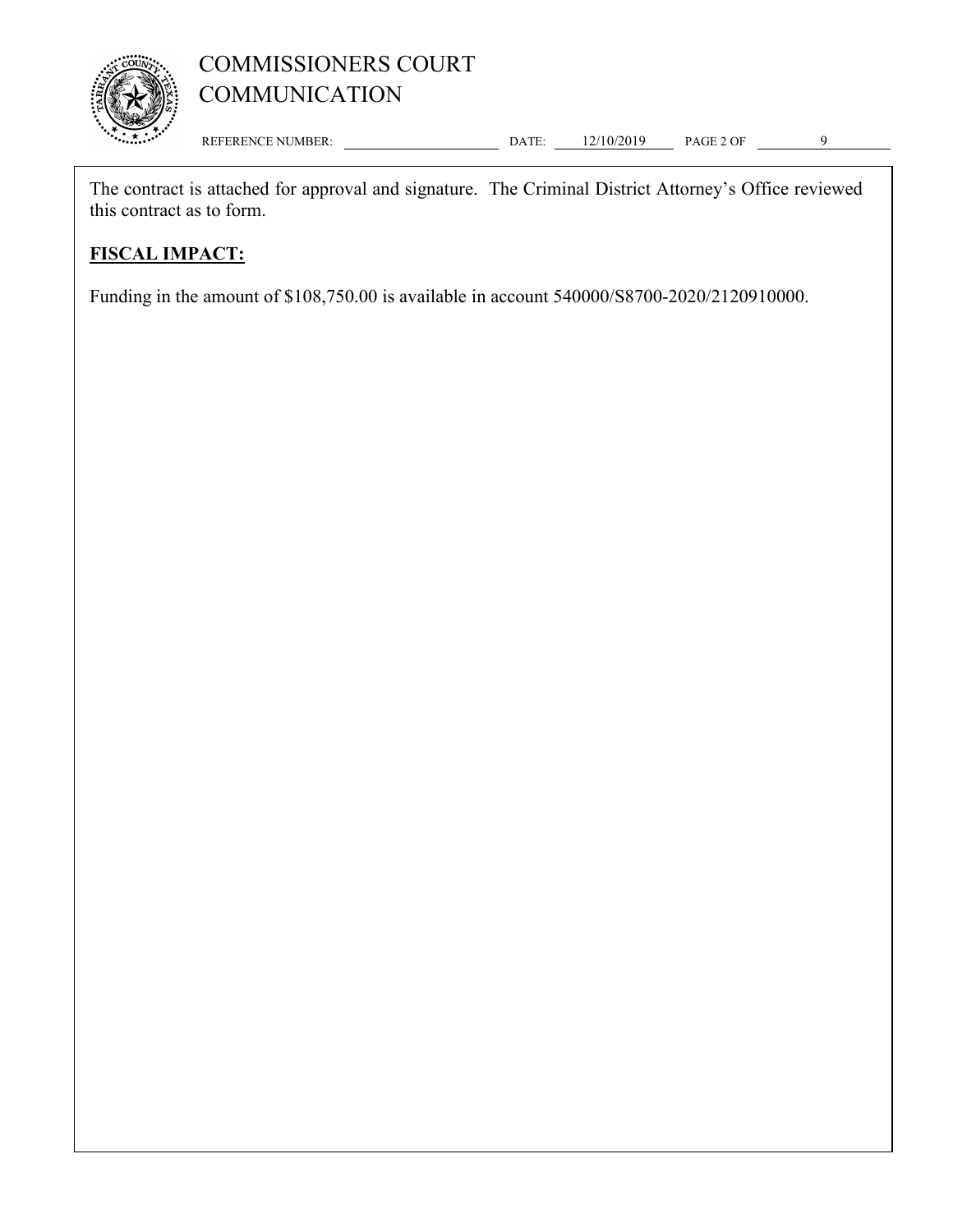The contract is attached for approval and signature. The Criminal District Attorney's Office reviewed this contract as to form.

**FISCAL IMPACT:**

Funding in the amount of $108,750.00 is available in account 540000/S8700-2020/2120910000.